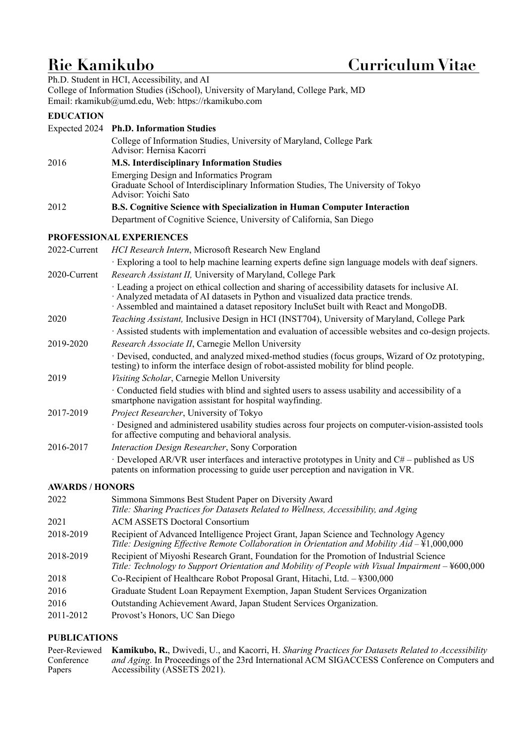# Rie Kamikubo — Curriculum Vitae

Ph.D. Student in HCI, Accessibility, and AI
College of Information Studies (iSchool), University of Maryland, College Park, MD
Email: rkamikub@umd.edu, Web: https://rkamikubo.com

## EDUCATION

Expected 2024 — **Ph.D. Information Studies**
College of Information Studies, University of Maryland, College Park
Advisor: Hernisa Kacorri

2016 — **M.S. Interdisciplinary Information Studies**
Emerging Design and Informatics Program
Graduate School of Interdisciplinary Information Studies, The University of Tokyo
Advisor: Yoichi Sato

2012 — **B.S. Cognitive Science with Specialization in Human Computer Interaction**
Department of Cognitive Science, University of California, San Diego

## PROFESSIONAL EXPERIENCES

2022-Current — *HCI Research Intern*, Microsoft Research New England
· Exploring a tool to help machine learning experts define sign language models with deaf signers.

2020-Current — *Research Assistant II,* University of Maryland, College Park
· Leading a project on ethical collection and sharing of accessibility datasets for inclusive AI.
· Analyzed metadata of AI datasets in Python and visualized data practice trends.
· Assembled and maintained a dataset repository IncluSet built with React and MongoDB.

2020 — *Teaching Assistant,* Inclusive Design in HCI (INST704), University of Maryland, College Park
· Assisted students with implementation and evaluation of accessible websites and co-design projects.

2019-2020 — *Research Associate II*, Carnegie Mellon University
· Devised, conducted, and analyzed mixed-method studies (focus groups, Wizard of Oz prototyping, testing) to inform the interface design of robot-assisted mobility for blind people.

2019 — *Visiting Scholar*, Carnegie Mellon University
· Conducted field studies with blind and sighted users to assess usability and accessibility of a smartphone navigation assistant for hospital wayfinding.

2017-2019 — *Project Researcher*, University of Tokyo
· Designed and administered usability studies across four projects on computer-vision-assisted tools for affective computing and behavioral analysis.

2016-2017 — *Interaction Design Researcher*, Sony Corporation
· Developed AR/VR user interfaces and interactive prototypes in Unity and C# – published as US patents on information processing to guide user perception and navigation in VR.

## AWARDS / HONORS

2022 — Simmona Simmons Best Student Paper on Diversity Award
*Title: Sharing Practices for Datasets Related to Wellness, Accessibility, and Aging*

2021 — ACM ASSETS Doctoral Consortium

2018-2019 — Recipient of Advanced Intelligence Project Grant, Japan Science and Technology Agency
*Title: Designing Effective Remote Collaboration in Orientation and Mobility Aid* – ¥1,000,000

2018-2019 — Recipient of Miyoshi Research Grant, Foundation for the Promotion of Industrial Science
*Title: Technology to Support Orientation and Mobility of People with Visual Impairment* – ¥600,000

2018 — Co-Recipient of Healthcare Robot Proposal Grant, Hitachi, Ltd. – ¥300,000

2016 — Graduate Student Loan Repayment Exemption, Japan Student Services Organization

2016 — Outstanding Achievement Award, Japan Student Services Organization.

2011-2012 — Provost's Honors, UC San Diego

## PUBLICATIONS

Peer-Reviewed Conference Papers

**Kamikubo, R.**, Dwivedi, U., and Kacorri, H. *Sharing Practices for Datasets Related to Accessibility and Aging.* In Proceedings of the 23rd International ACM SIGACCESS Conference on Computers and Accessibility (ASSETS 2021).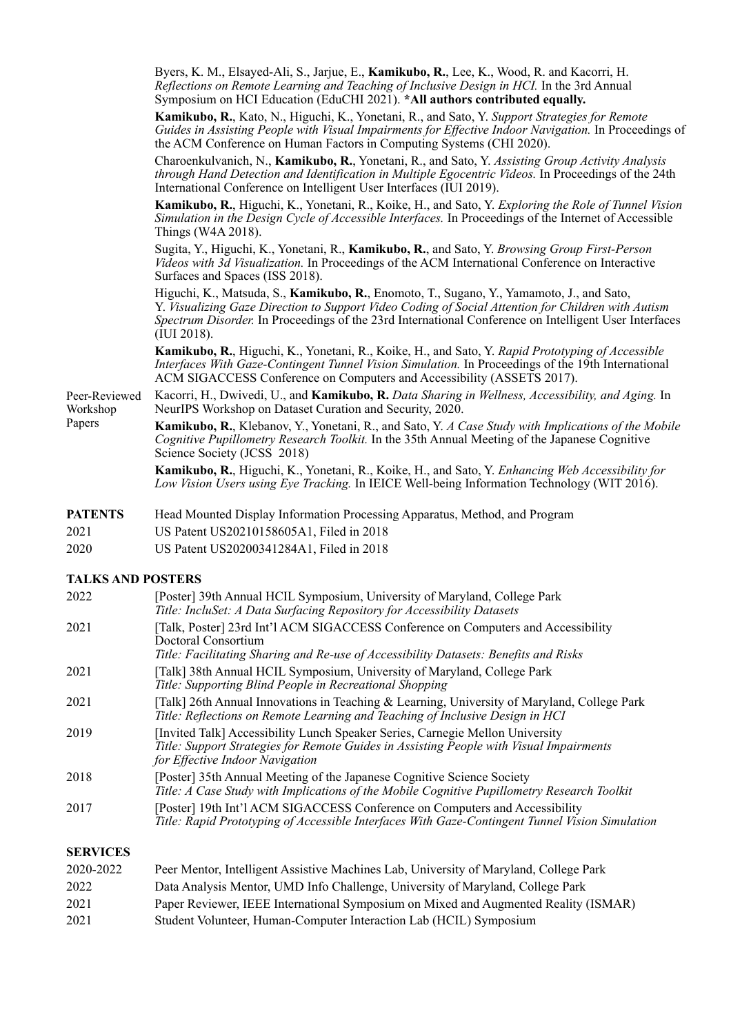Byers, K. M., Elsayed-Ali, S., Jarjue, E., **Kamikubo, R.**, Lee, K., Wood, R. and Kacorri, H. *Reflections on Remote Learning and Teaching of Inclusive Design in HCI.* In the 3rd Annual Symposium on HCI Education (EduCHI 2021). **\*All authors contributed equally.**

**Kamikubo, R.**, Kato, N., Higuchi, K., Yonetani, R., and Sato, Y. *Support Strategies for Remote Guides in Assisting People with Visual Impairments for Effective Indoor Navigation.* In Proceedings of the ACM Conference on Human Factors in Computing Systems (CHI 2020).

Charoenkulvanich, N., **Kamikubo, R.**, Yonetani, R., and Sato, Y. *Assisting Group Activity Analysis through Hand Detection and Identification in Multiple Egocentric Videos.* In Proceedings of the 24th International Conference on Intelligent User Interfaces (IUI 2019).

**Kamikubo, R.**, Higuchi, K., Yonetani, R., Koike, H., and Sato, Y. *Exploring the Role of Tunnel Vision Simulation in the Design Cycle of Accessible Interfaces.* In Proceedings of the Internet of Accessible Things (W4A 2018).

Sugita, Y., Higuchi, K., Yonetani, R., **Kamikubo, R.**, and Sato, Y. *Browsing Group First-Person Videos with 3d Visualization.* In Proceedings of the ACM International Conference on Interactive Surfaces and Spaces (ISS 2018).

Higuchi, K., Matsuda, S., **Kamikubo, R.**, Enomoto, T., Sugano, Y., Yamamoto, J., and Sato, Y. *Visualizing Gaze Direction to Support Video Coding of Social Attention for Children with Autism Spectrum Disorder.* In Proceedings of the 23rd International Conference on Intelligent User Interfaces (IUI 2018).

**Kamikubo, R.**, Higuchi, K., Yonetani, R., Koike, H., and Sato, Y. *Rapid Prototyping of Accessible Interfaces With Gaze-Contingent Tunnel Vision Simulation.* In Proceedings of the 19th International ACM SIGACCESS Conference on Computers and Accessibility (ASSETS 2017).

Peer-Reviewed Workshop Papers

Kacorri, H., Dwivedi, U., and **Kamikubo, R.** *Data Sharing in Wellness, Accessibility, and Aging.* In NeurIPS Workshop on Dataset Curation and Security, 2020.

**Kamikubo, R.**, Klebanov, Y., Yonetani, R., and Sato, Y. *A Case Study with Implications of the Mobile Cognitive Pupillometry Research Toolkit.* In the 35th Annual Meeting of the Japanese Cognitive Science Society (JCSS 2018)

**Kamikubo, R.**, Higuchi, K., Yonetani, R., Koike, H., and Sato, Y. *Enhancing Web Accessibility for Low Vision Users using Eye Tracking.* In IEICE Well-being Information Technology (WIT 2016).

**PATENTS** Head Mounted Display Information Processing Apparatus, Method, and Program

2021 US Patent US20210158605A1, Filed in 2018

2020 US Patent US20200341284A1, Filed in 2018

## TALKS AND POSTERS

2022 [Poster] 39th Annual HCIL Symposium, University of Maryland, College Park
*Title: IncluSet: A Data Surfacing Repository for Accessibility Datasets*

2021 [Talk, Poster] 23rd Int'l ACM SIGACCESS Conference on Computers and Accessibility Doctoral Consortium
*Title: Facilitating Sharing and Re-use of Accessibility Datasets: Benefits and Risks*

2021 [Talk] 38th Annual HCIL Symposium, University of Maryland, College Park
*Title: Supporting Blind People in Recreational Shopping*

2021 [Talk] 26th Annual Innovations in Teaching & Learning, University of Maryland, College Park
*Title: Reflections on Remote Learning and Teaching of Inclusive Design in HCI*

2019 [Invited Talk] Accessibility Lunch Speaker Series, Carnegie Mellon University
*Title: Support Strategies for Remote Guides in Assisting People with Visual Impairments for Effective Indoor Navigation*

2018 [Poster] 35th Annual Meeting of the Japanese Cognitive Science Society
*Title: A Case Study with Implications of the Mobile Cognitive Pupillometry Research Toolkit*

2017 [Poster] 19th Int'l ACM SIGACCESS Conference on Computers and Accessibility
*Title: Rapid Prototyping of Accessible Interfaces With Gaze-Contingent Tunnel Vision Simulation*

## SERVICES

2020-2022 Peer Mentor, Intelligent Assistive Machines Lab, University of Maryland, College Park

2022 Data Analysis Mentor, UMD Info Challenge, University of Maryland, College Park

2021 Paper Reviewer, IEEE International Symposium on Mixed and Augmented Reality (ISMAR)

2021 Student Volunteer, Human-Computer Interaction Lab (HCIL) Symposium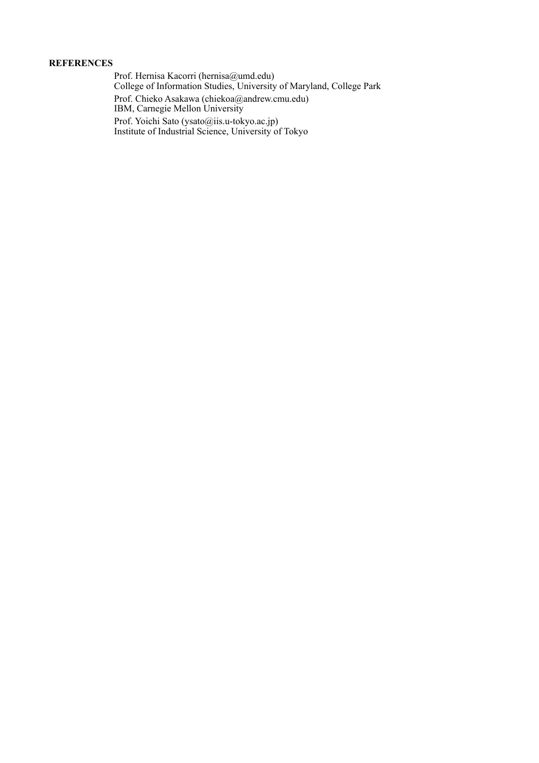**REFERENCES**

Prof. Hernisa Kacorri (hernisa@umd.edu)
College of Information Studies, University of Maryland, College Park

Prof. Chieko Asakawa (chiekoa@andrew.cmu.edu)
IBM, Carnegie Mellon University

Prof. Yoichi Sato (ysato@iis.u-tokyo.ac.jp)
Institute of Industrial Science, University of Tokyo